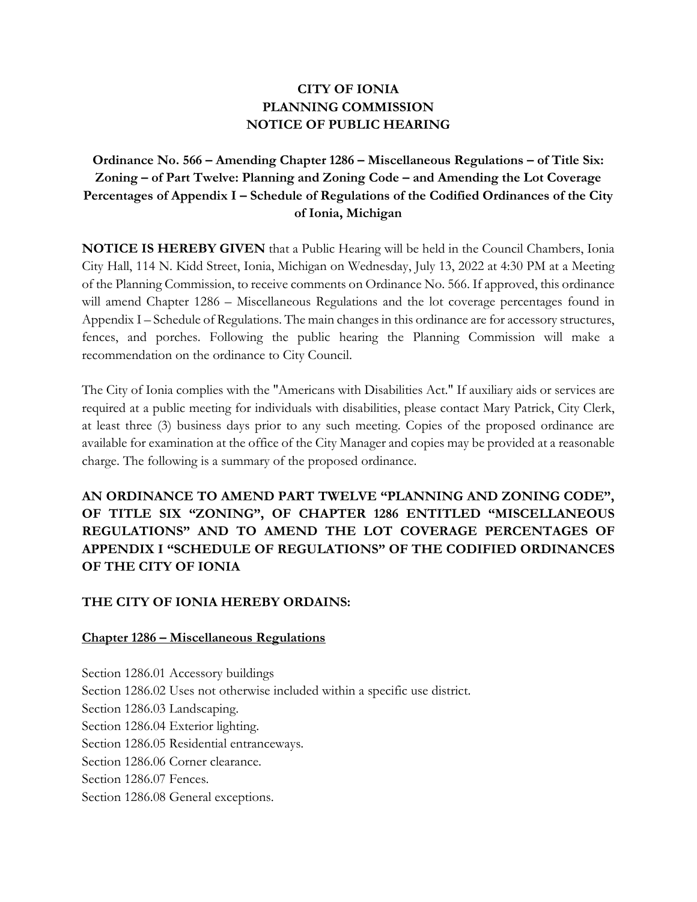# CITY OF IONIA
# PLANNING COMMISSION
# NOTICE OF PUBLIC HEARING

## Ordinance No. 566 – Amending Chapter 1286 – Miscellaneous Regulations – of Title Six: Zoning – of Part Twelve: Planning and Zoning Code – and Amending the Lot Coverage Percentages of Appendix I – Schedule of Regulations of the Codified Ordinances of the City of Ionia, Michigan

**NOTICE IS HEREBY GIVEN** that a Public Hearing will be held in the Council Chambers, Ionia City Hall, 114 N. Kidd Street, Ionia, Michigan on Wednesday, July 13, 2022 at 4:30 PM at a Meeting of the Planning Commission, to receive comments on Ordinance No. 566. If approved, this ordinance will amend Chapter 1286 – Miscellaneous Regulations and the lot coverage percentages found in Appendix I – Schedule of Regulations. The main changes in this ordinance are for accessory structures, fences, and porches. Following the public hearing the Planning Commission will make a recommendation on the ordinance to City Council.

The City of Ionia complies with the "Americans with Disabilities Act." If auxiliary aids or services are required at a public meeting for individuals with disabilities, please contact Mary Patrick, City Clerk, at least three (3) business days prior to any such meeting. Copies of the proposed ordinance are available for examination at the office of the City Manager and copies may be provided at a reasonable charge. The following is a summary of the proposed ordinance.

**AN ORDINANCE TO AMEND PART TWELVE "PLANNING AND ZONING CODE", OF TITLE SIX "ZONING", OF CHAPTER 1286 ENTITLED "MISCELLANEOUS REGULATIONS" AND TO AMEND THE LOT COVERAGE PERCENTAGES OF APPENDIX I "SCHEDULE OF REGULATIONS" OF THE CODIFIED ORDINANCES OF THE CITY OF IONIA**

**THE CITY OF IONIA HEREBY ORDAINS:**

**Chapter 1286 – Miscellaneous Regulations**

Section 1286.01 Accessory buildings
Section 1286.02 Uses not otherwise included within a specific use district.
Section 1286.03 Landscaping.
Section 1286.04 Exterior lighting.
Section 1286.05 Residential entranceways.
Section 1286.06 Corner clearance.
Section 1286.07 Fences.
Section 1286.08 General exceptions.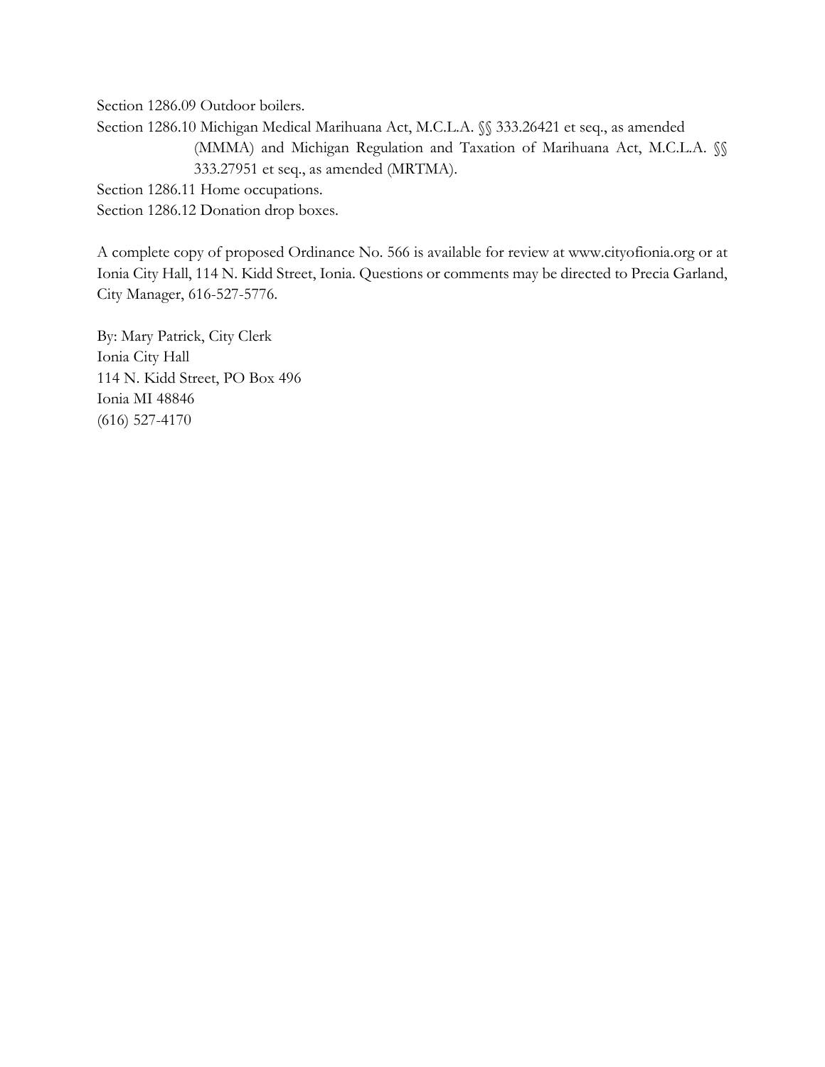Section 1286.09 Outdoor boilers.

Section 1286.10 Michigan Medical Marihuana Act, M.C.L.A. §§ 333.26421 et seq., as amended (MMMA) and Michigan Regulation and Taxation of Marihuana Act, M.C.L.A. §§ 333.27951 et seq., as amended (MRTMA).

Section 1286.11 Home occupations.

Section 1286.12 Donation drop boxes.

A complete copy of proposed Ordinance No. 566 is available for review at www.cityofionia.org or at Ionia City Hall, 114 N. Kidd Street, Ionia. Questions or comments may be directed to Precia Garland, City Manager, 616-527-5776.

By: Mary Patrick, City Clerk
Ionia City Hall
114 N. Kidd Street, PO Box 496
Ionia MI 48846
(616) 527-4170